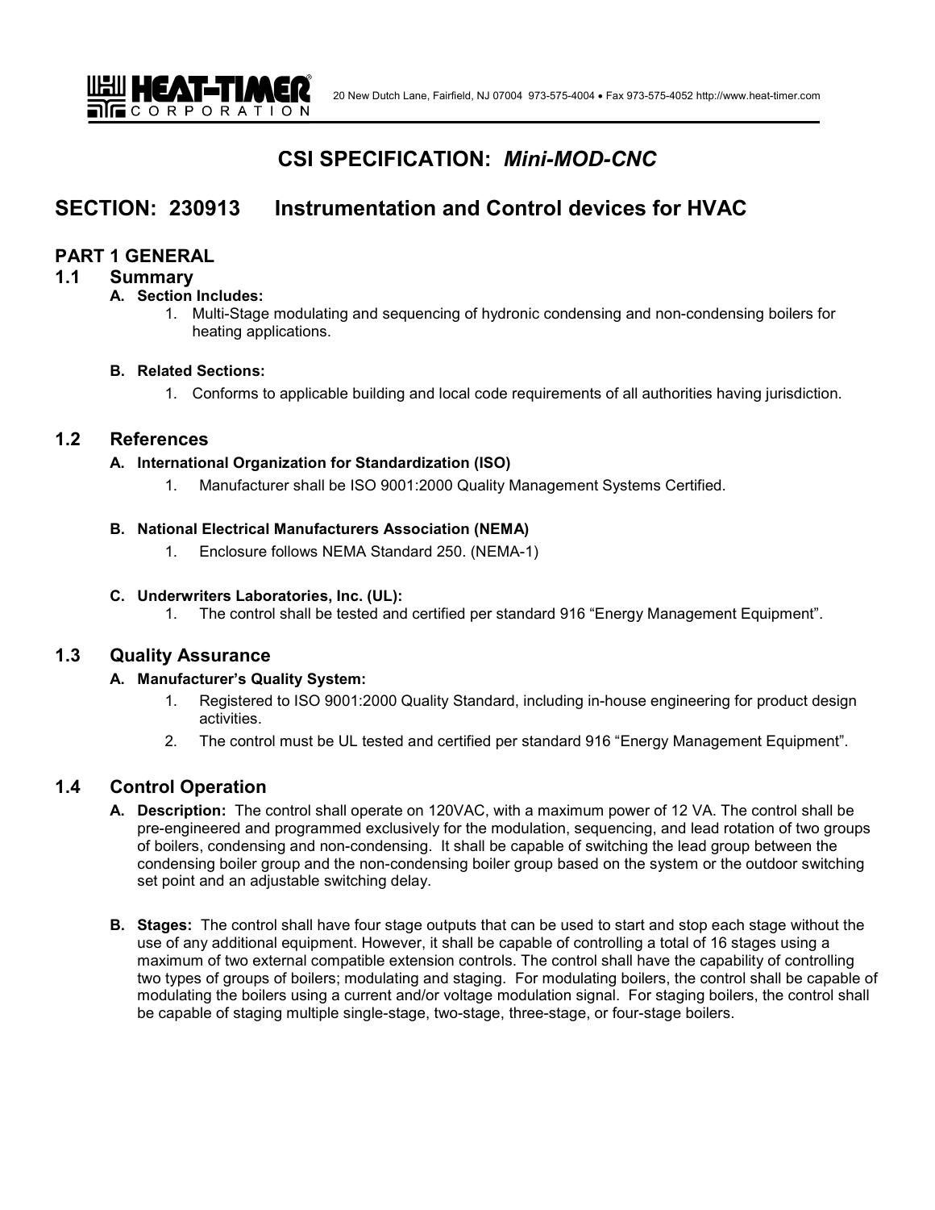HEAT-TIMER CORPORATION

20 New Dutch Lane, Fairfield, NJ 07004 973-575-4004 • Fax 973-575-4052 http://www.heat-timer.com

# CSI SPECIFICATION: *Mini-MOD-CNC*

## SECTION: 230913 Instrumentation and Control devices for HVAC

### PART 1 GENERAL

### 1.1 Summary

**A. Section Includes:**

1. Multi-Stage modulating and sequencing of hydronic condensing and non-condensing boilers for heating applications.

**B. Related Sections:**

1. Conforms to applicable building and local code requirements of all authorities having jurisdiction.

### 1.2 References

**A. International Organization for Standardization (ISO)**

1. Manufacturer shall be ISO 9001:2000 Quality Management Systems Certified.

**B. National Electrical Manufacturers Association (NEMA)**

1. Enclosure follows NEMA Standard 250. (NEMA-1)

**C. Underwriters Laboratories, Inc. (UL):**

1. The control shall be tested and certified per standard 916 “Energy Management Equipment”.

### 1.3 Quality Assurance

**A. Manufacturer’s Quality System:**

1. Registered to ISO 9001:2000 Quality Standard, including in-house engineering for product design activities.
2. The control must be UL tested and certified per standard 916 “Energy Management Equipment”.

### 1.4 Control Operation

**A. Description:** The control shall operate on 120VAC, with a maximum power of 12 VA. The control shall be pre-engineered and programmed exclusively for the modulation, sequencing, and lead rotation of two groups of boilers, condensing and non-condensing. It shall be capable of switching the lead group between the condensing boiler group and the non-condensing boiler group based on the system or the outdoor switching set point and an adjustable switching delay.

**B. Stages:** The control shall have four stage outputs that can be used to start and stop each stage without the use of any additional equipment. However, it shall be capable of controlling a total of 16 stages using a maximum of two external compatible extension controls. The control shall have the capability of controlling two types of groups of boilers; modulating and staging. For modulating boilers, the control shall be capable of modulating the boilers using a current and/or voltage modulation signal. For staging boilers, the control shall be capable of staging multiple single-stage, two-stage, three-stage, or four-stage boilers.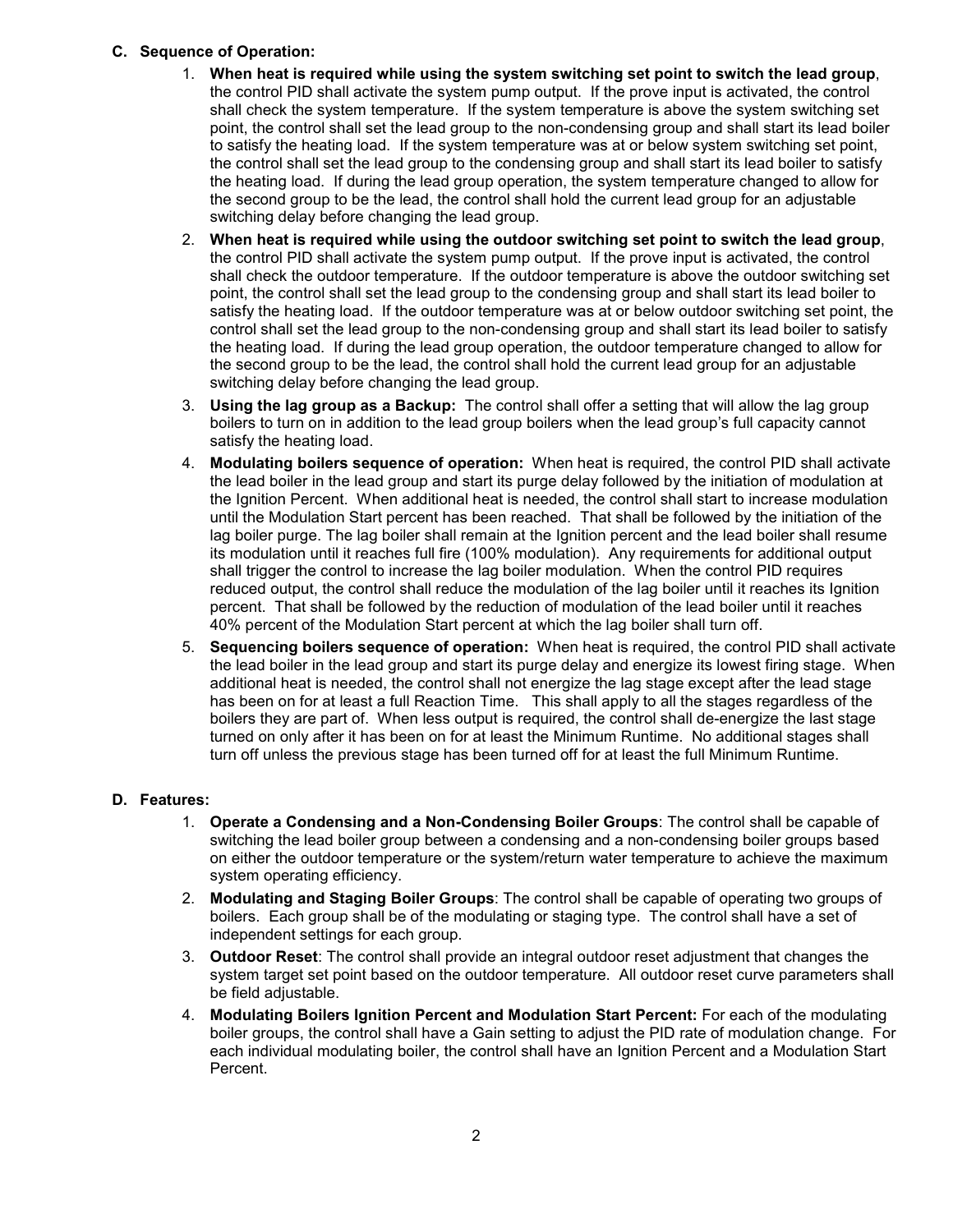**C. Sequence of Operation:**

1. **When heat is required while using the system switching set point to switch the lead group**, the control PID shall activate the system pump output. If the prove input is activated, the control shall check the system temperature. If the system temperature is above the system switching set point, the control shall set the lead group to the non-condensing group and shall start its lead boiler to satisfy the heating load. If the system temperature was at or below system switching set point, the control shall set the lead group to the condensing group and shall start its lead boiler to satisfy the heating load. If during the lead group operation, the system temperature changed to allow for the second group to be the lead, the control shall hold the current lead group for an adjustable switching delay before changing the lead group.
2. **When heat is required while using the outdoor switching set point to switch the lead group**, the control PID shall activate the system pump output. If the prove input is activated, the control shall check the outdoor temperature. If the outdoor temperature is above the outdoor switching set point, the control shall set the lead group to the condensing group and shall start its lead boiler to satisfy the heating load. If the outdoor temperature was at or below outdoor switching set point, the control shall set the lead group to the non-condensing group and shall start its lead boiler to satisfy the heating load. If during the lead group operation, the outdoor temperature changed to allow for the second group to be the lead, the control shall hold the current lead group for an adjustable switching delay before changing the lead group.
3. **Using the lag group as a Backup:** The control shall offer a setting that will allow the lag group boilers to turn on in addition to the lead group boilers when the lead group's full capacity cannot satisfy the heating load.
4. **Modulating boilers sequence of operation:** When heat is required, the control PID shall activate the lead boiler in the lead group and start its purge delay followed by the initiation of modulation at the Ignition Percent. When additional heat is needed, the control shall start to increase modulation until the Modulation Start percent has been reached. That shall be followed by the initiation of the lag boiler purge. The lag boiler shall remain at the Ignition percent and the lead boiler shall resume its modulation until it reaches full fire (100% modulation). Any requirements for additional output shall trigger the control to increase the lag boiler modulation. When the control PID requires reduced output, the control shall reduce the modulation of the lag boiler until it reaches its Ignition percent. That shall be followed by the reduction of modulation of the lead boiler until it reaches 40% percent of the Modulation Start percent at which the lag boiler shall turn off.
5. **Sequencing boilers sequence of operation:** When heat is required, the control PID shall activate the lead boiler in the lead group and start its purge delay and energize its lowest firing stage. When additional heat is needed, the control shall not energize the lag stage except after the lead stage has been on for at least a full Reaction Time. This shall apply to all the stages regardless of the boilers they are part of. When less output is required, the control shall de-energize the last stage turned on only after it has been on for at least the Minimum Runtime. No additional stages shall turn off unless the previous stage has been turned off for at least the full Minimum Runtime.

**D. Features:**

1. **Operate a Condensing and a Non-Condensing Boiler Groups**: The control shall be capable of switching the lead boiler group between a condensing and a non-condensing boiler groups based on either the outdoor temperature or the system/return water temperature to achieve the maximum system operating efficiency.
2. **Modulating and Staging Boiler Groups**: The control shall be capable of operating two groups of boilers. Each group shall be of the modulating or staging type. The control shall have a set of independent settings for each group.
3. **Outdoor Reset**: The control shall provide an integral outdoor reset adjustment that changes the system target set point based on the outdoor temperature. All outdoor reset curve parameters shall be field adjustable.
4. **Modulating Boilers Ignition Percent and Modulation Start Percent:** For each of the modulating boiler groups, the control shall have a Gain setting to adjust the PID rate of modulation change. For each individual modulating boiler, the control shall have an Ignition Percent and a Modulation Start Percent.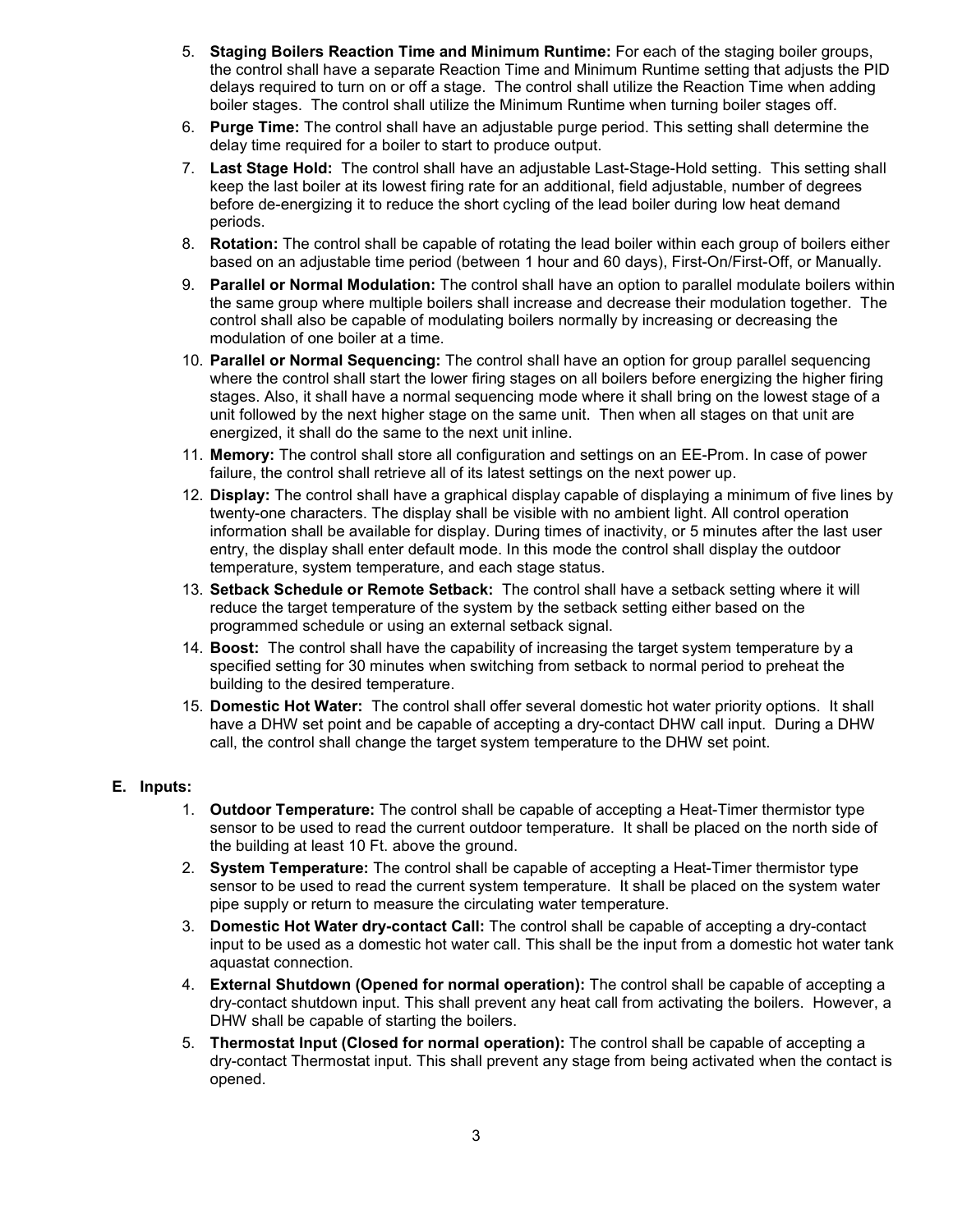5. **Staging Boilers Reaction Time and Minimum Runtime:** For each of the staging boiler groups, the control shall have a separate Reaction Time and Minimum Runtime setting that adjusts the PID delays required to turn on or off a stage. The control shall utilize the Reaction Time when adding boiler stages. The control shall utilize the Minimum Runtime when turning boiler stages off.
6. **Purge Time:** The control shall have an adjustable purge period. This setting shall determine the delay time required for a boiler to start to produce output.
7. **Last Stage Hold:** The control shall have an adjustable Last-Stage-Hold setting. This setting shall keep the last boiler at its lowest firing rate for an additional, field adjustable, number of degrees before de-energizing it to reduce the short cycling of the lead boiler during low heat demand periods.
8. **Rotation:** The control shall be capable of rotating the lead boiler within each group of boilers either based on an adjustable time period (between 1 hour and 60 days), First-On/First-Off, or Manually.
9. **Parallel or Normal Modulation:** The control shall have an option to parallel modulate boilers within the same group where multiple boilers shall increase and decrease their modulation together. The control shall also be capable of modulating boilers normally by increasing or decreasing the modulation of one boiler at a time.
10. **Parallel or Normal Sequencing:** The control shall have an option for group parallel sequencing where the control shall start the lower firing stages on all boilers before energizing the higher firing stages. Also, it shall have a normal sequencing mode where it shall bring on the lowest stage of a unit followed by the next higher stage on the same unit. Then when all stages on that unit are energized, it shall do the same to the next unit inline.
11. **Memory:** The control shall store all configuration and settings on an EE-Prom. In case of power failure, the control shall retrieve all of its latest settings on the next power up.
12. **Display:** The control shall have a graphical display capable of displaying a minimum of five lines by twenty-one characters. The display shall be visible with no ambient light. All control operation information shall be available for display. During times of inactivity, or 5 minutes after the last user entry, the display shall enter default mode. In this mode the control shall display the outdoor temperature, system temperature, and each stage status.
13. **Setback Schedule or Remote Setback:** The control shall have a setback setting where it will reduce the target temperature of the system by the setback setting either based on the programmed schedule or using an external setback signal.
14. **Boost:** The control shall have the capability of increasing the target system temperature by a specified setting for 30 minutes when switching from setback to normal period to preheat the building to the desired temperature.
15. **Domestic Hot Water:** The control shall offer several domestic hot water priority options. It shall have a DHW set point and be capable of accepting a dry-contact DHW call input. During a DHW call, the control shall change the target system temperature to the DHW set point.

## E. Inputs:

1. **Outdoor Temperature:** The control shall be capable of accepting a Heat-Timer thermistor type sensor to be used to read the current outdoor temperature. It shall be placed on the north side of the building at least 10 Ft. above the ground.
2. **System Temperature:** The control shall be capable of accepting a Heat-Timer thermistor type sensor to be used to read the current system temperature. It shall be placed on the system water pipe supply or return to measure the circulating water temperature.
3. **Domestic Hot Water dry-contact Call:** The control shall be capable of accepting a dry-contact input to be used as a domestic hot water call. This shall be the input from a domestic hot water tank aquastat connection.
4. **External Shutdown (Opened for normal operation):** The control shall be capable of accepting a dry-contact shutdown input. This shall prevent any heat call from activating the boilers. However, a DHW shall be capable of starting the boilers.
5. **Thermostat Input (Closed for normal operation):** The control shall be capable of accepting a dry-contact Thermostat input. This shall prevent any stage from being activated when the contact is opened.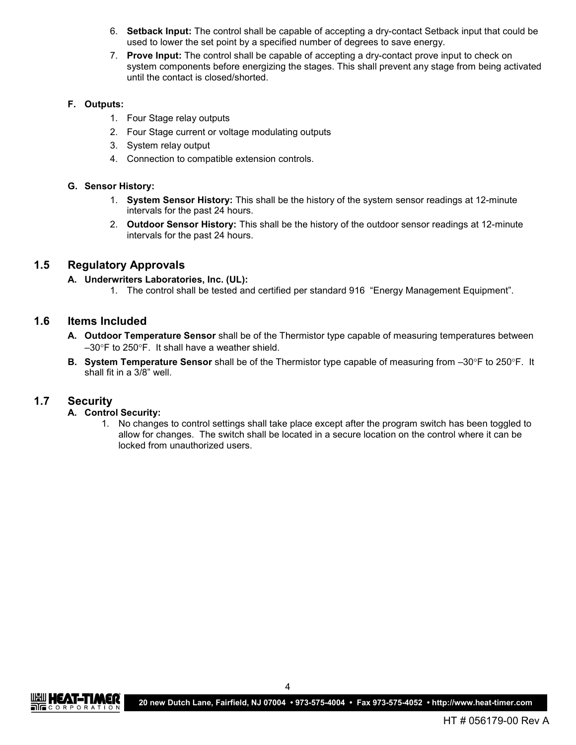6. **Setback Input:** The control shall be capable of accepting a dry-contact Setback input that could be used to lower the set point by a specified number of degrees to save energy.
7. **Prove Input:** The control shall be capable of accepting a dry-contact prove input to check on system components before energizing the stages. This shall prevent any stage from being activated until the contact is closed/shorted.

**F. Outputs:**

1. Four Stage relay outputs
2. Four Stage current or voltage modulating outputs
3. System relay output
4. Connection to compatible extension controls.

**G. Sensor History:**

1. **System Sensor History:** This shall be the history of the system sensor readings at 12-minute intervals for the past 24 hours.
2. **Outdoor Sensor History:** This shall be the history of the outdoor sensor readings at 12-minute intervals for the past 24 hours.

## 1.5 Regulatory Approvals

**A. Underwriters Laboratories, Inc. (UL):**

1. The control shall be tested and certified per standard 916 "Energy Management Equipment".

## 1.6 Items Included

**A. Outdoor Temperature Sensor** shall be of the Thermistor type capable of measuring temperatures between –30°F to 250°F. It shall have a weather shield.

**B. System Temperature Sensor** shall be of the Thermistor type capable of measuring from –30°F to 250°F. It shall fit in a 3/8" well.

## 1.7 Security

**A. Control Security:**

1. No changes to control settings shall take place except after the program switch has been toggled to allow for changes. The switch shall be located in a secure location on the control where it can be locked from unauthorized users.